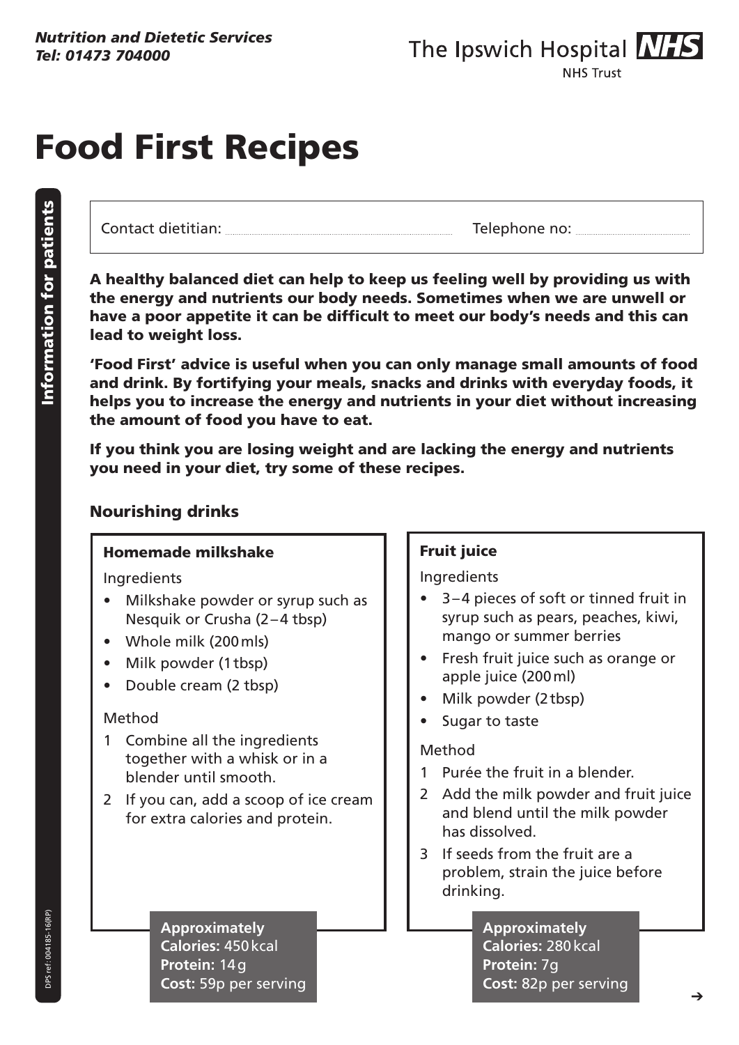*Nutrition and Dietetic Services*
*Tel: 01473 704000*

The Ipswich Hospital NHS Trust

# Food First Recipes

Contact dietitian: .................................................. Telephone no: ..............................

**A healthy balanced diet can help to keep us feeling well by providing us with the energy and nutrients our body needs. Sometimes when we are unwell or have a poor appetite it can be difficult to meet our body's needs and this can lead to weight loss.**

**'Food First' advice is useful when you can only manage small amounts of food and drink. By fortifying your meals, snacks and drinks with everyday foods, it helps you to increase the energy and nutrients in your diet without increasing the amount of food you have to eat.**

**If you think you are losing weight and are lacking the energy and nutrients you need in your diet, try some of these recipes.**

## Nourishing drinks

### Homemade milkshake

Ingredients

- Milkshake powder or syrup such as Nesquik or Crusha (2–4 tbsp)
- Whole milk (200 mls)
- Milk powder (1 tbsp)
- Double cream (2 tbsp)

Method

1. Combine all the ingredients together with a whisk or in a blender until smooth.
2. If you can, add a scoop of ice cream for extra calories and protein.

**Approximately**
**Calories:** 450 kcal
**Protein:** 14 g
**Cost:** 59p per serving

### Fruit juice

Ingredients

- 3–4 pieces of soft or tinned fruit in syrup such as pears, peaches, kiwi, mango or summer berries
- Fresh fruit juice such as orange or apple juice (200 ml)
- Milk powder (2 tbsp)
- Sugar to taste

Method

1. Purée the fruit in a blender.
2. Add the milk powder and fruit juice and blend until the milk powder has dissolved.
3. If seeds from the fruit are a problem, strain the juice before drinking.

**Approximately**
**Calories:** 280 kcal
**Protein:** 7g
**Cost:** 82p per serving

Information for patients

DPS ref: 004185-16(RP)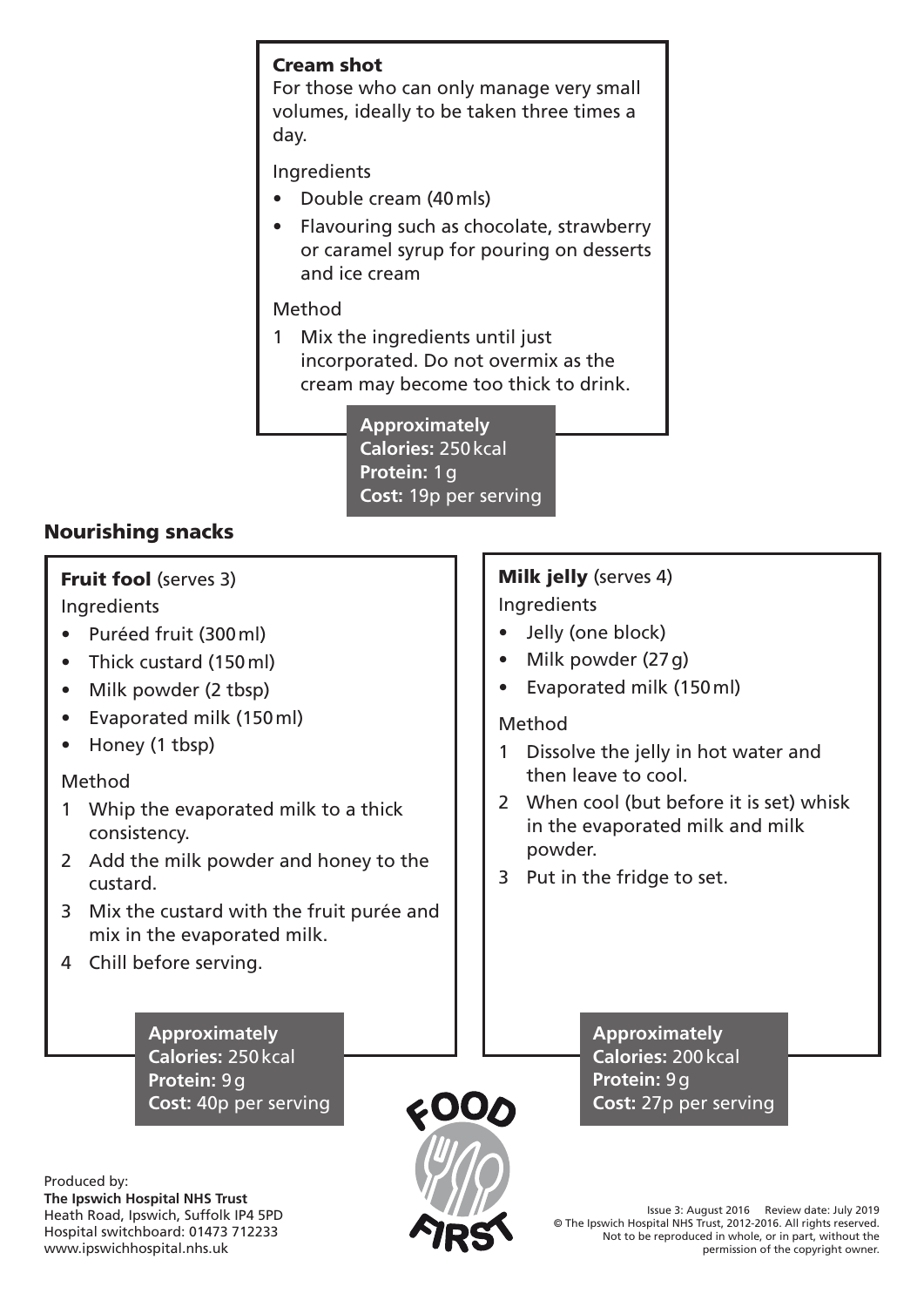### Cream shot

For those who can only manage very small volumes, ideally to be taken three times a day.

Ingredients

- Double cream (40 mls)
- Flavouring such as chocolate, strawberry or caramel syrup for pouring on desserts and ice cream

Method

1. Mix the ingredients until just incorporated. Do not overmix as the cream may become too thick to drink.

**Approximately**
**Calories:** 250 kcal
**Protein:** 1 g
**Cost:** 19p per serving

## Nourishing snacks

### Fruit fool (serves 3)

Ingredients

- Puréed fruit (300 ml)
- Thick custard (150 ml)
- Milk powder (2 tbsp)
- Evaporated milk (150 ml)
- Honey (1 tbsp)

Method

1. Whip the evaporated milk to a thick consistency.
2. Add the milk powder and honey to the custard.
3. Mix the custard with the fruit purée and mix in the evaporated milk.
4. Chill before serving.

**Approximately**
**Calories:** 250 kcal
**Protein:** 9 g
**Cost:** 40p per serving

### Milk jelly (serves 4)

Ingredients

- Jelly (one block)
- Milk powder (27 g)
- Evaporated milk (150 ml)

Method

1. Dissolve the jelly in hot water and then leave to cool.
2. When cool (but before it is set) whisk in the evaporated milk and milk powder.
3. Put in the fridge to set.

**Approximately**
**Calories:** 200 kcal
**Protein:** 9 g
**Cost:** 27p per serving

FOOD FIRST

Produced by:
**The Ipswich Hospital NHS Trust**
Heath Road, Ipswich, Suffolk IP4 5PD
Hospital switchboard: 01473 712233
www.ipswichhospital.nhs.uk

Issue 3: August 2016 Review date: July 2019
© The Ipswich Hospital NHS Trust, 2012-2016. All rights reserved.
Not to be reproduced in whole, or in part, without the permission of the copyright owner.